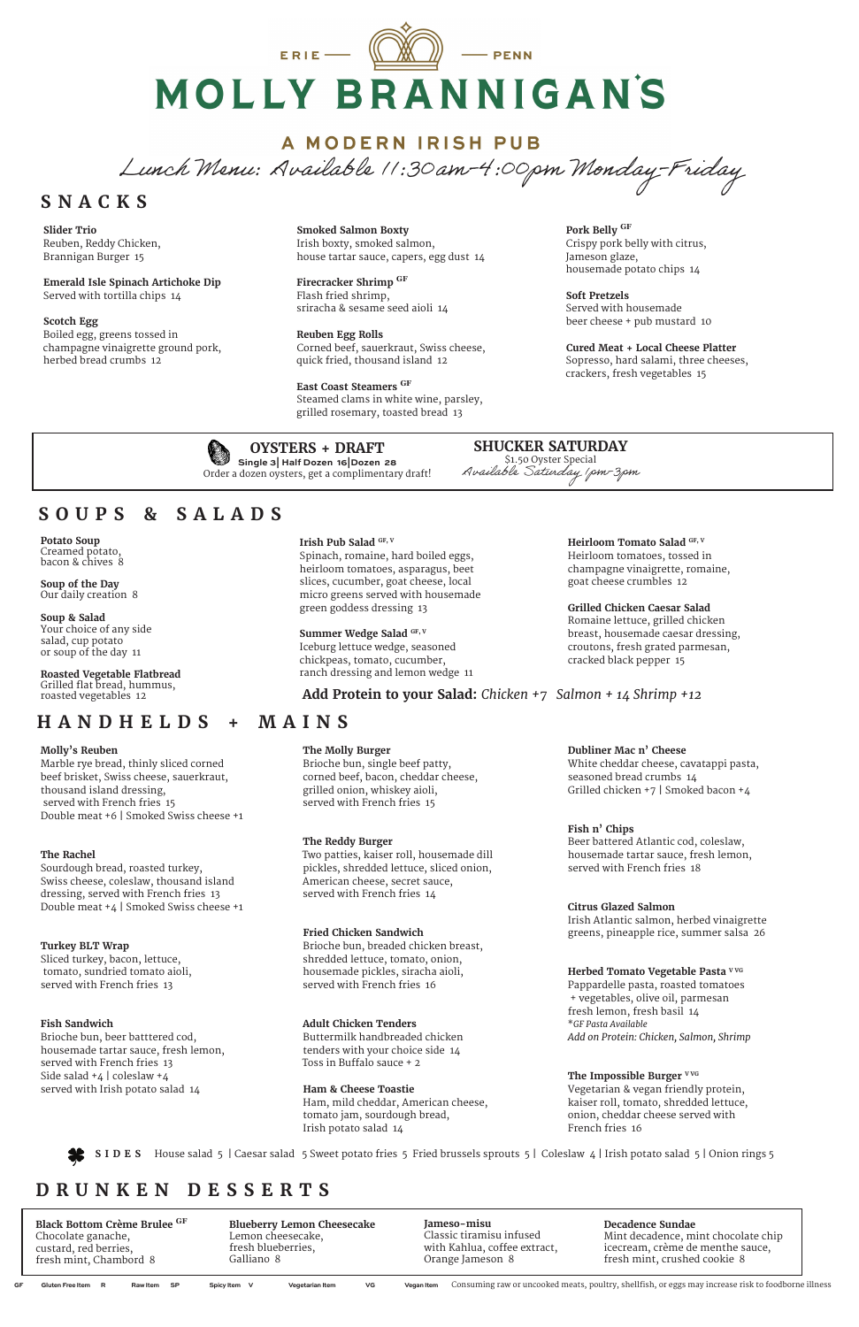ERIE — PENN

# MOLLY BRANNIGAN'S

## A MODERN IRISH PUB

*Lunch Menu: Available 11:30am-4:00pm Monday-Friday*

## SNACKS

**Slider Trio**
Reuben, Reddy Chicken, Brannigan Burger 15

**Emerald Isle Spinach Artichoke Dip**
Served with tortilla chips 14

**Scotch Egg**
Boiled egg, greens tossed in champagne vinaigrette ground pork, herbed bread crumbs 12

**Smoked Salmon Boxty**
Irish boxty, smoked salmon, house tartar sauce, capers, egg dust 14

**Firecracker Shrimp** GF
Flash fried shrimp, sriracha & sesame seed aioli 14

**Reuben Egg Rolls**
Corned beef, sauerkraut, Swiss cheese, quick fried, thousand island 12

**East Coast Steamers** GF
Steamed clams in white wine, parsley, grilled rosemary, toasted bread 13

**Pork Belly** GF
Crispy pork belly with citrus, Jameson glaze, housemade potato chips 14

**Soft Pretzels**
Served with housemade beer cheese + pub mustard 10

**Cured Meat + Local Cheese Platter**
Sopresso, hard salami, three cheeses, crackers, fresh vegetables 15

**OYSTERS + DRAFT**
Single 3 | Half Dozen 16 | Dozen 28
Order a dozen oysters, get a complimentary draft!

**SHUCKER SATURDAY**
$1.50 Oyster Special
*Available Saturday 1pm-3pm*

## SOUPS & SALADS

**Potato Soup**
Creamed potato, bacon & chives 8

**Soup of the Day**
Our daily creation 8

**Soup & Salad**
Your choice of any side salad, cup potato or soup of the day 11

**Roasted Vegetable Flatbread**
Grilled flat bread, hummus, roasted vegetables 12

**Irish Pub Salad** GF, V
Spinach, romaine, hard boiled eggs, heirloom tomatoes, asparagus, beet slices, cucumber, goat cheese, local micro greens served with housemade green goddess dressing 13

**Summer Wedge Salad** GF, V
Iceburg lettuce wedge, seasoned chickpeas, tomato, cucumber, ranch dressing and lemon wedge 11

**Heirloom Tomato Salad** GF, V
Heirloom tomatoes, tossed in champagne vinaigrette, romaine, goat cheese crumbles 12

**Grilled Chicken Caesar Salad**
Romaine lettuce, grilled chicken breast, housemade caesar dressing, croutons, fresh grated parmesan, cracked black pepper 15

**Add Protein to your Salad:** *Chicken +7 Salmon + 14 Shrimp +12*

## HANDHELDS + MAINS

**Molly's Reuben**
Marble rye bread, thinly sliced corned beef brisket, Swiss cheese, sauerkraut, thousand island dressing, served with French fries 15
Double meat +6 | Smoked Swiss cheese +1

**The Rachel**
Sourdough bread, roasted turkey, Swiss cheese, coleslaw, thousand island dressing, served with French fries 13
Double meat +4 | Smoked Swiss cheese +1

**Turkey BLT Wrap**
Sliced turkey, bacon, lettuce, tomato, sundried tomato aioli, served with French fries 13

**Fish Sandwich**
Brioche bun, beer battered cod, housemade tartar sauce, fresh lemon, served with French fries 13
Side salad +4 | coleslaw +4
served with Irish potato salad 14

**The Molly Burger**
Brioche bun, single beef patty, corned beef, bacon, cheddar cheese, grilled onion, whiskey aioli, served with French fries 15

**The Reddy Burger**
Two patties, kaiser roll, housemade dill pickles, shredded lettuce, sliced onion, American cheese, secret sauce, served with French fries 14

**Fried Chicken Sandwich**
Brioche bun, breaded chicken breast, shredded lettuce, tomato, onion, housemade pickles, siracha aioli, served with French fries 16

**Adult Chicken Tenders**
Buttermilk handbreaded chicken tenders with your choice side 14
Toss in Buffalo sauce + 2

**Ham & Cheese Toastie**
Ham, mild cheddar, American cheese, tomato jam, sourdough bread, Irish potato salad 14

**Dubliner Mac n' Cheese**
White cheddar cheese, cavatappi pasta, seasoned bread crumbs 14
Grilled chicken +7 | Smoked bacon +4

**Fish n' Chips**
Beer battered Atlantic cod, coleslaw, housemade tartar sauce, fresh lemon, served with French fries 18

**Citrus Glazed Salmon**
Irish Atlantic salmon, herbed vinaigrette greens, pineapple rice, summer salsa 26

**Herbed Tomato Vegetable Pasta** V VG
Pappardelle pasta, roasted tomatoes + vegetables, olive oil, parmesan fresh lemon, fresh basil 14
*\*GF Pasta Available*
*Add on Protein: Chicken, Salmon, Shrimp*

**The Impossible Burger** V VG
Vegetarian & vegan friendly protein, kaiser roll, tomato, shredded lettuce, onion, cheddar cheese served with French fries 16

**SIDES** House salad 5 | Caesar salad 5 Sweet potato fries 5 Fried brussels sprouts 5 | Coleslaw 4 | Irish potato salad 5 | Onion rings 5

## DRUNKEN DESSERTS

**Black Bottom Crème Brulee** GF
Chocolate ganache, custard, red berries, fresh mint, Chambord 8

**Blueberry Lemon Cheesecake**
Lemon cheesecake, fresh blueberries, Galliano 8

**Jameso-misu**
Classic tiramisu infused with Kahlua, coffee extract, Orange Jameson 8

**Decadence Sundae**
Mint decadence, mint chocolate chip icecream, crème de menthe sauce, fresh mint, crushed cookie 8

GF Gluten Free Item R Raw Item SP Spicy Item V Vegetarian Item VG Vegan Item Consuming raw or uncooked meats, poultry, shellfish, or eggs may increase risk to foodborne illness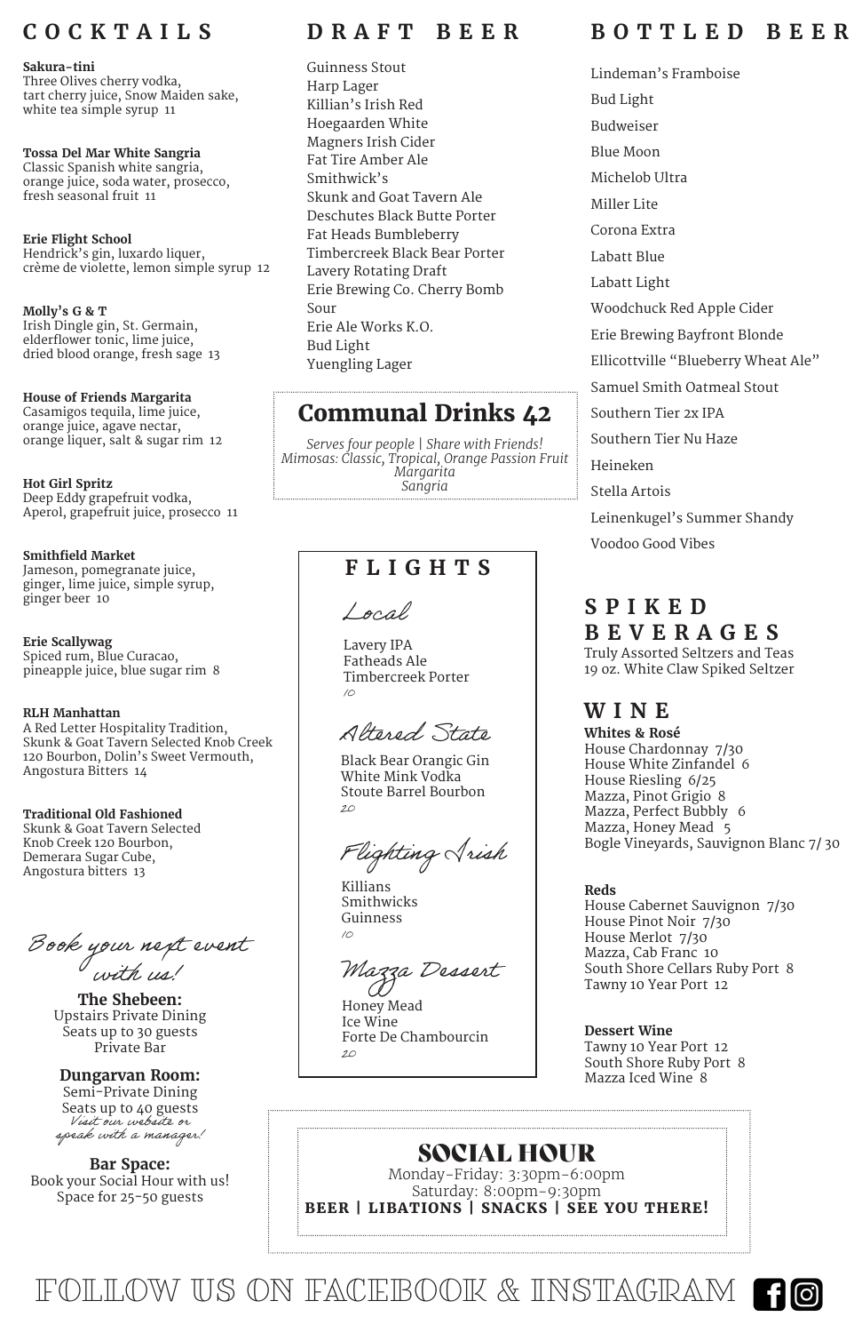# COCKTAILS

**Sakura-tini**
Three Olives cherry vodka, tart cherry juice, Snow Maiden sake, white tea simple syrup 11

**Tossa Del Mar White Sangria**
Classic Spanish white sangria, orange juice, soda water, prosecco, fresh seasonal fruit 11

**Erie Flight School**
Hendrick's gin, luxardo liquer, crème de violette, lemon simple syrup 12

**Molly's G & T**
Irish Dingle gin, St. Germain, elderflower tonic, lime juice, dried blood orange, fresh sage 13

**House of Friends Margarita**
Casamigos tequila, lime juice, orange juice, agave nectar, orange liquer, salt & sugar rim 12

**Hot Girl Spritz**
Deep Eddy grapefruit vodka, Aperol, grapefruit juice, prosecco 11

**Smithfield Market**
Jameson, pomegranate juice, ginger, lime juice, simple syrup, ginger beer 10

**Erie Scallywag**
Spiced rum, Blue Curacao, pineapple juice, blue sugar rim 8

**RLH Manhattan**
A Red Letter Hospitality Tradition, Skunk & Goat Tavern Selected Knob Creek 120 Bourbon, Dolin's Sweet Vermouth, Angostura Bitters 14

**Traditional Old Fashioned**
Skunk & Goat Tavern Selected Knob Creek 120 Bourbon, Demerara Sugar Cube, Angostura bitters 13

*Book your next event with us!*

**The Shebeen:**
Upstairs Private Dining
Seats up to 30 guests
Private Bar

**Dungarvan Room:**
Semi-Private Dining
Seats up to 40 guests

*Visit our website or speak with a manager!*

**Bar Space:**
Book your Social Hour with us!
Space for 25-50 guests

# DRAFT BEER

- Guinness Stout
- Harp Lager
- Killian's Irish Red
- Hoegaarden White
- Magners Irish Cider
- Fat Tire Amber Ale
- Smithwick's
- Skunk and Goat Tavern Ale
- Deschutes Black Butte Porter
- Fat Heads Bumbleberry
- Timbercreek Black Bear Porter
- Lavery Rotating Draft
- Erie Brewing Co. Cherry Bomb Sour
- Erie Ale Works K.O.
- Bud Light
- Yuengling Lager

## Communal Drinks 42

*Serves four people | Share with Friends!*
*Mimosas: Classic, Tropical, Orange Passion Fruit*
*Margarita*
*Sangria*

# FLIGHTS

*Local*
Lavery IPA
Fatheads Ale
Timbercreek Porter
10

*Altered State*
Black Bear Orangic Gin
White Mink Vodka
Stoute Barrel Bourbon
20

*Flighting Irish*
Killians
Smithwicks
Guinness
10

*Mazza Dessert*
Honey Mead
Ice Wine
Forte De Chambourcin
20

# BOTTLED BEER

- Lindeman's Framboise
- Bud Light
- Budweiser
- Blue Moon
- Michelob Ultra
- Miller Lite
- Corona Extra
- Labatt Blue
- Labatt Light
- Woodchuck Red Apple Cider
- Erie Brewing Bayfront Blonde
- Ellicottville "Blueberry Wheat Ale"
- Samuel Smith Oatmeal Stout
- Southern Tier 2x IPA
- Southern Tier Nu Haze
- Heineken
- Stella Artois
- Leinenkugel's Summer Shandy
- Voodoo Good Vibes

# SPIKED BEVERAGES

Truly Assorted Seltzers and Teas
19 oz. White Claw Spiked Seltzer

# WINE

**Whites & Rosé**
House Chardonnay 7/30
House White Zinfandel 6
House Riesling 6/25
Mazza, Pinot Grigio 8
Mazza, Perfect Bubbly 6
Mazza, Honey Mead 5
Bogle Vineyards, Sauvignon Blanc 7/ 30

**Reds**
House Cabernet Sauvignon 7/30
House Pinot Noir 7/30
House Merlot 7/30
Mazza, Cab Franc 10
South Shore Cellars Ruby Port 8
Tawny 10 Year Port 12

**Dessert Wine**
Tawny 10 Year Port 12
South Shore Ruby Port 8
Mazza Iced Wine 8

## SOCIAL HOUR

Monday-Friday: 3:30pm-6:00pm
Saturday: 8:00pm-9:30pm
**BEER | LIBATIONS | SNACKS | SEE YOU THERE!**

FOLLOW US ON FACEBOOK & INSTAGRAM